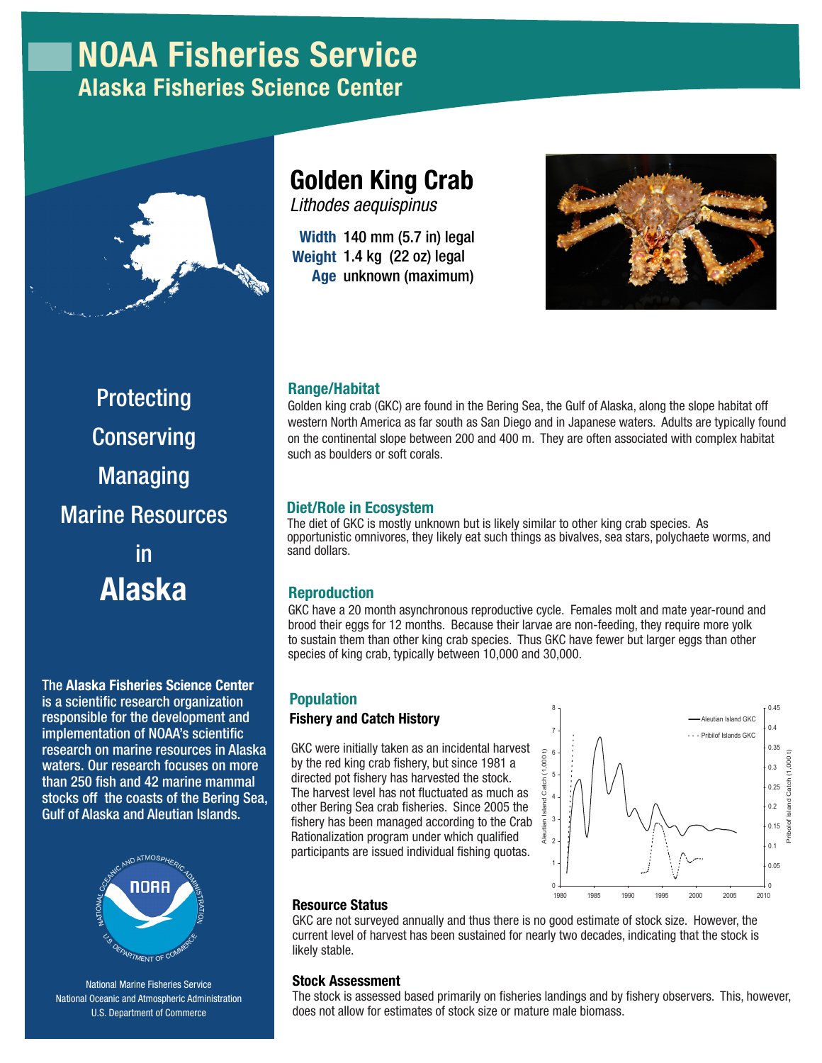# NOAA Fisheries Service

## Alaska Fisheries Science Center

Protecting Conserving Managing Marine Resources in **Alaska**

The **Alaska Fisheries Science Center** is a scientific research organization responsible for the development and implementation of NOAA's scientific research on marine resources in Alaska waters. Our research focuses on more than 250 fish and 42 marine mammal stocks off the coasts of the Bering Sea, Gulf of Alaska and Aleutian Islands.

National Marine Fisheries Service
National Oceanic and Atmospheric Administration
U.S. Department of Commerce

# Golden King Crab

*Lithodes aequispinus*

**Width** 140 mm (5.7 in) legal
**Weight** 1.4 kg (22 oz) legal
**Age** unknown (maximum)

## Range/Habitat

Golden king crab (GKC) are found in the Bering Sea, the Gulf of Alaska, along the slope habitat off western North America as far south as San Diego and in Japanese waters. Adults are typically found on the continental slope between 200 and 400 m. They are often associated with complex habitat such as boulders or soft corals.

## Diet/Role in Ecosystem

The diet of GKC is mostly unknown but is likely similar to other king crab species. As opportunistic omnivores, they likely eat such things as bivalves, sea stars, polychaete worms, and sand dollars.

## Reproduction

GKC have a 20 month asynchronous reproductive cycle. Females molt and mate year-round and brood their eggs for 12 months. Because their larvae are non-feeding, they require more yolk to sustain them than other king crab species. Thus GKC have fewer but larger eggs than other species of king crab, typically between 10,000 and 30,000.

## Population

### Fishery and Catch History

GKC were initially taken as an incidental harvest by the red king crab fishery, but since 1981 a directed pot fishery has harvested the stock. The harvest level has not fluctuated as much as other Bering Sea crab fisheries. Since 2005 the fishery has been managed according to the Crab Rationalization program under which qualified participants are issued individual fishing quotas.

Aleutian Island GKC
Pribilof Islands GKC
Aleutian Island Catch (1,000 t)
Pribilof Island Catch (1,000 t)
0 1 2 3 4 5 6 7 8
0 0.05 0.1 0.15 0.2 0.25 0.3 0.35 0.4 0.45
1980 1985 1990 1995 2000 2005 2010

### Resource Status

GKC are not surveyed annually and thus there is no good estimate of stock size. However, the current level of harvest has been sustained for nearly two decades, indicating that the stock is likely stable.

### Stock Assessment

The stock is assessed based primarily on fisheries landings and by fishery observers. This, however, does not allow for estimates of stock size or mature male biomass.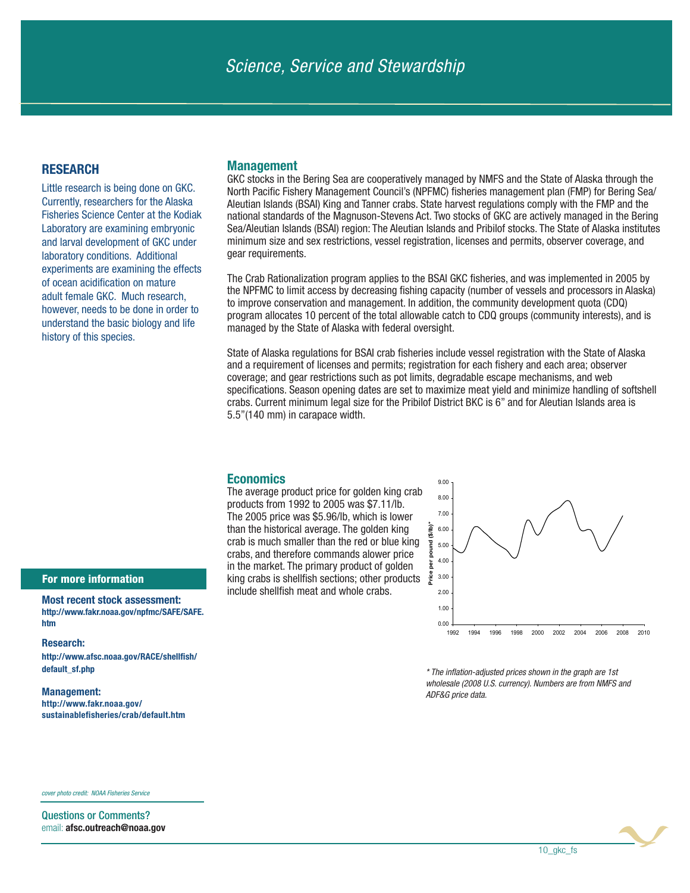*Science, Service and Stewardship*

## RESEARCH

Little research is being done on GKC. Currently, researchers for the Alaska Fisheries Science Center at the Kodiak Laboratory are examining embryonic and larval development of GKC under laboratory conditions. Additional experiments are examining the effects of ocean acidification on mature adult female GKC. Much research, however, needs to be done in order to understand the basic biology and life history of this species.

## Management

GKC stocks in the Bering Sea are cooperatively managed by NMFS and the State of Alaska through the North Pacific Fishery Management Council's (NPFMC) fisheries management plan (FMP) for Bering Sea/ Aleutian Islands (BSAI) King and Tanner crabs. State harvest regulations comply with the FMP and the national standards of the Magnuson-Stevens Act. Two stocks of GKC are actively managed in the Bering Sea/Aleutian Islands (BSAI) region: The Aleutian Islands and Pribilof stocks. The State of Alaska institutes minimum size and sex restrictions, vessel registration, licenses and permits, observer coverage, and gear requirements.

The Crab Rationalization program applies to the BSAI GKC fisheries, and was implemented in 2005 by the NPFMC to limit access by decreasing fishing capacity (number of vessels and processors in Alaska) to improve conservation and management. In addition, the community development quota (CDQ) program allocates 10 percent of the total allowable catch to CDQ groups (community interests), and is managed by the State of Alaska with federal oversight.

State of Alaska regulations for BSAI crab fisheries include vessel registration with the State of Alaska and a requirement of licenses and permits; registration for each fishery and each area; observer coverage; and gear restrictions such as pot limits, degradable escape mechanisms, and web specifications. Season opening dates are set to maximize meat yield and minimize handling of softshell crabs. Current minimum legal size for the Pribilof District BKC is 6" and for Aleutian Islands area is 5.5"(140 mm) in carapace width.

## Economics

The average product price for golden king crab products from 1992 to 2005 was $7.11/lb. The 2005 price was $5.96/lb, which is lower than the historical average. The golden king crab is much smaller than the red or blue king crabs, and therefore commands alower price in the market. The primary product of golden king crabs is shellfish sections; other products include shellfish meat and whole crabs.

Price per pound ($/lb)*

9.00
8.00
7.00
6.00
5.00
4.00
3.00
2.00
1.00
0.00

1992 1994 1996 1998 2000 2002 2004 2006 2008 2010

*\* The inflation-adjusted prices shown in the graph are 1st wholesale (2008 U.S. currency). Numbers are from NMFS and ADF&G price data.*

### For more information

**Most recent stock assessment:**
**http://www.fakr.noaa.gov/npfmc/SAFE/SAFE.htm**

**Research:**
**http://www.afsc.noaa.gov/RACE/shellfish/default_sf.php**

**Management:**
**http://www.fakr.noaa.gov/sustainablefisheries/crab/default.htm**

*cover photo credit: NOAA Fisheries Service*

Questions or Comments?
email: **afsc.outreach@noaa.gov**

10_gkc_fs